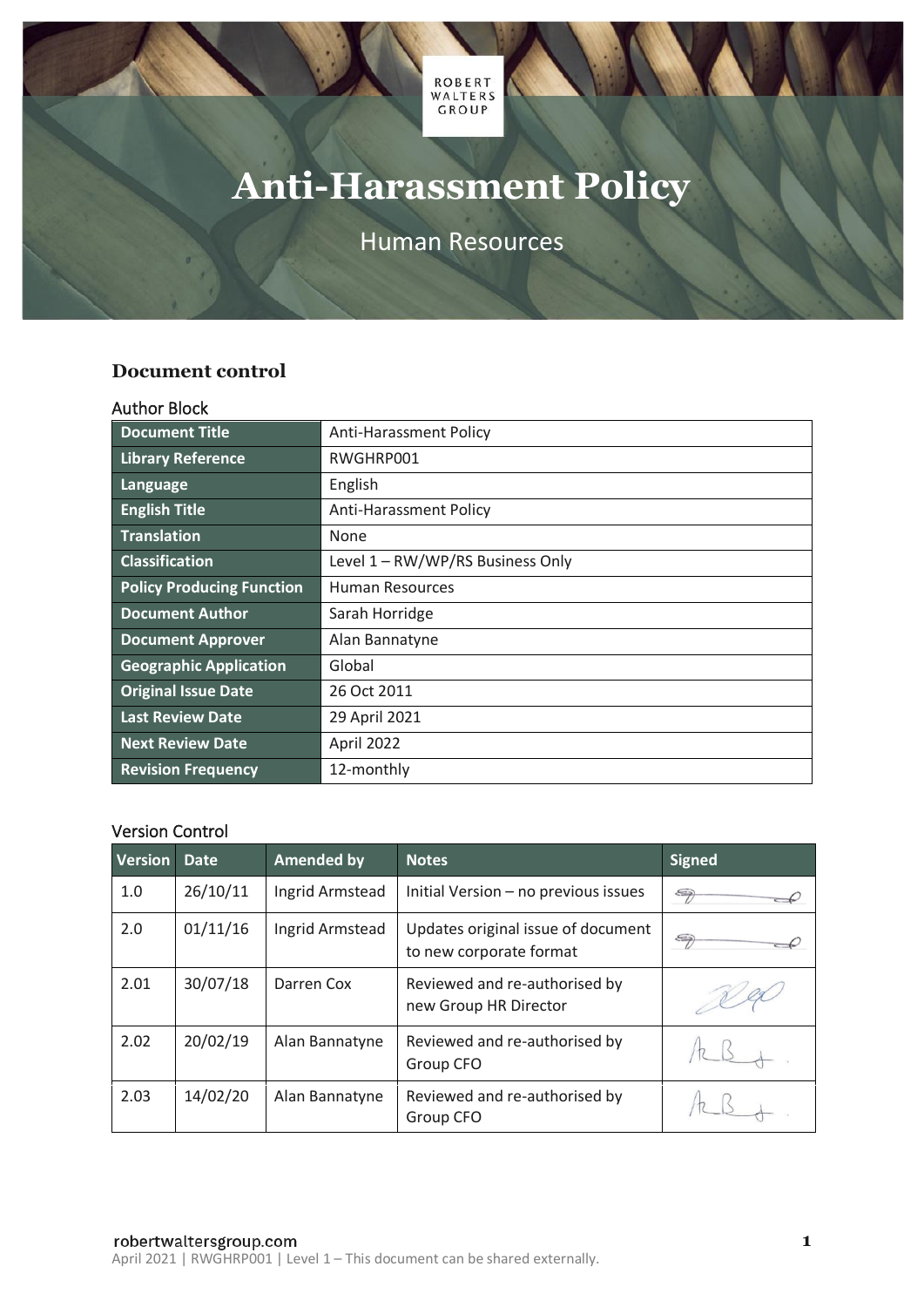ROBERT WALTERS GROUP

# Anti-Harassment Policy

Human Resources

## Document control

### Author Block

| | |
|---|---|
| **Document Title** | Anti-Harassment Policy |
| **Library Reference** | RWGHRP001 |
| **Language** | English |
| **English Title** | Anti-Harassment Policy |
| **Translation** | None |
| **Classification** | Level 1 – RW/WP/RS Business Only |
| **Policy Producing Function** | Human Resources |
| **Document Author** | Sarah Horridge |
| **Document Approver** | Alan Bannatyne |
| **Geographic Application** | Global |
| **Original Issue Date** | 26 Oct 2011 |
| **Last Review Date** | 29 April 2021 |
| **Next Review Date** | April 2022 |
| **Revision Frequency** | 12-monthly |

### Version Control

| Version | Date | Amended by | Notes | Signed |
|---|---|---|---|---|
| 1.0 | 26/10/11 | Ingrid Armstead | Initial Version – no previous issues | |
| 2.0 | 01/11/16 | Ingrid Armstead | Updates original issue of document to new corporate format | |
| 2.01 | 30/07/18 | Darren Cox | Reviewed and re-authorised by new Group HR Director | |
| 2.02 | 20/02/19 | Alan Bannatyne | Reviewed and re-authorised by Group CFO | |
| 2.03 | 14/02/20 | Alan Bannatyne | Reviewed and re-authorised by Group CFO | |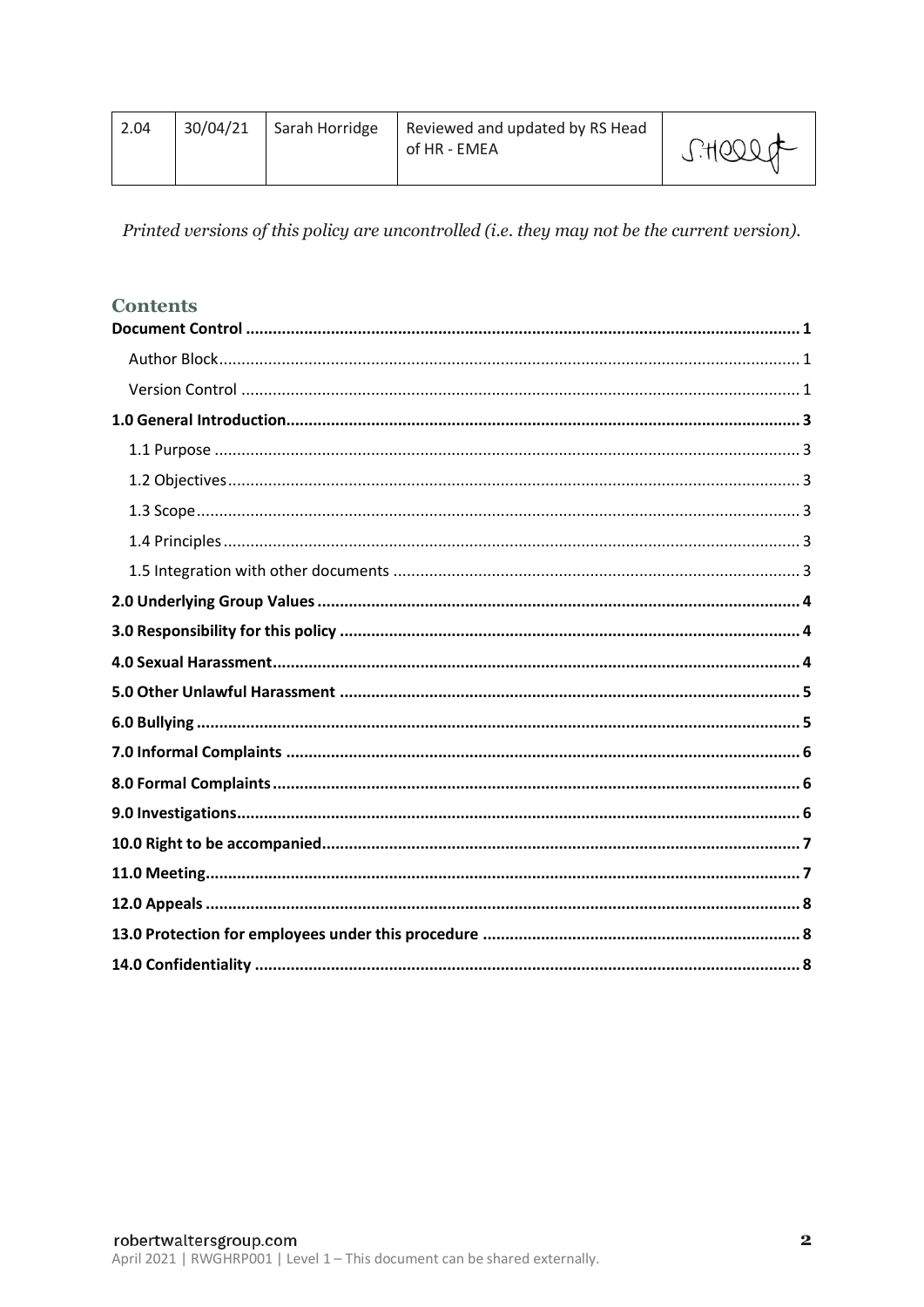| 2.04 | 30/04/21 | Sarah Horridge | Reviewed and updated by RS Head of HR - EMEA | S.Horridge |
|---|---|---|---|---|

*Printed versions of this policy are uncontrolled (i.e. they may not be the current version).*

## Contents

**Document Control** ..... **1**
- Author Block ..... 1
- Version Control ..... 1

**1.0 General Introduction** ..... **3**
- 1.1 Purpose ..... 3
- 1.2 Objectives ..... 3
- 1.3 Scope ..... 3
- 1.4 Principles ..... 3
- 1.5 Integration with other documents ..... 3

**2.0 Underlying Group Values** ..... **4**

**3.0 Responsibility for this policy** ..... **4**

**4.0 Sexual Harassment** ..... **4**

**5.0 Other Unlawful Harassment** ..... **5**

**6.0 Bullying** ..... **5**

**7.0 Informal Complaints** ..... **6**

**8.0 Formal Complaints** ..... **6**

**9.0 Investigations** ..... **6**

**10.0 Right to be accompanied** ..... **7**

**11.0 Meeting** ..... **7**

**12.0 Appeals** ..... **8**

**13.0 Protection for employees under this procedure** ..... **8**

**14.0 Confidentiality** ..... **8**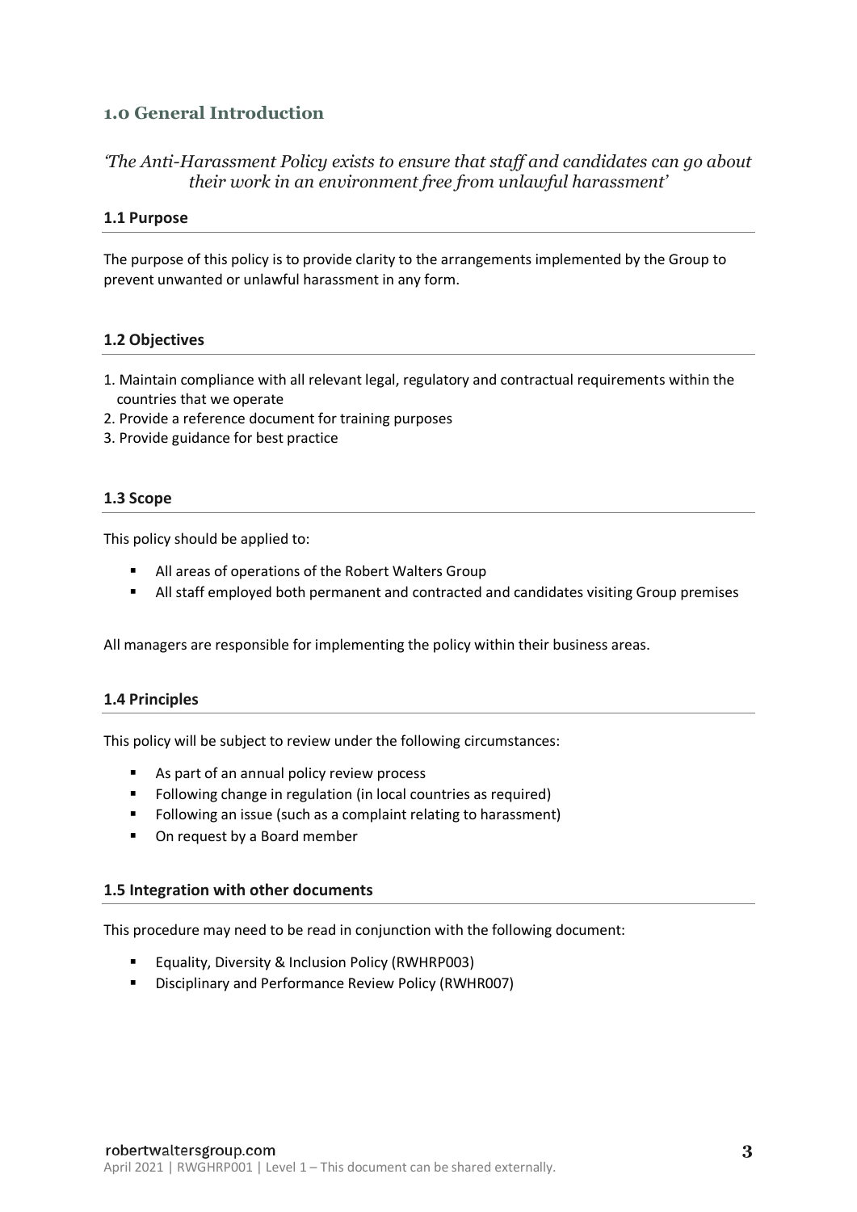## 1.0 General Introduction

*'The Anti-Harassment Policy exists to ensure that staff and candidates can go about their work in an environment free from unlawful harassment'*

### 1.1 Purpose

The purpose of this policy is to provide clarity to the arrangements implemented by the Group to prevent unwanted or unlawful harassment in any form.

### 1.2 Objectives

1. Maintain compliance with all relevant legal, regulatory and contractual requirements within the countries that we operate
2. Provide a reference document for training purposes
3. Provide guidance for best practice

### 1.3 Scope

This policy should be applied to:

- All areas of operations of the Robert Walters Group
- All staff employed both permanent and contracted and candidates visiting Group premises

All managers are responsible for implementing the policy within their business areas.

### 1.4 Principles

This policy will be subject to review under the following circumstances:

- As part of an annual policy review process
- Following change in regulation (in local countries as required)
- Following an issue (such as a complaint relating to harassment)
- On request by a Board member

### 1.5 Integration with other documents

This procedure may need to be read in conjunction with the following document:

- Equality, Diversity & Inclusion Policy (RWHRP003)
- Disciplinary and Performance Review Policy (RWHR007)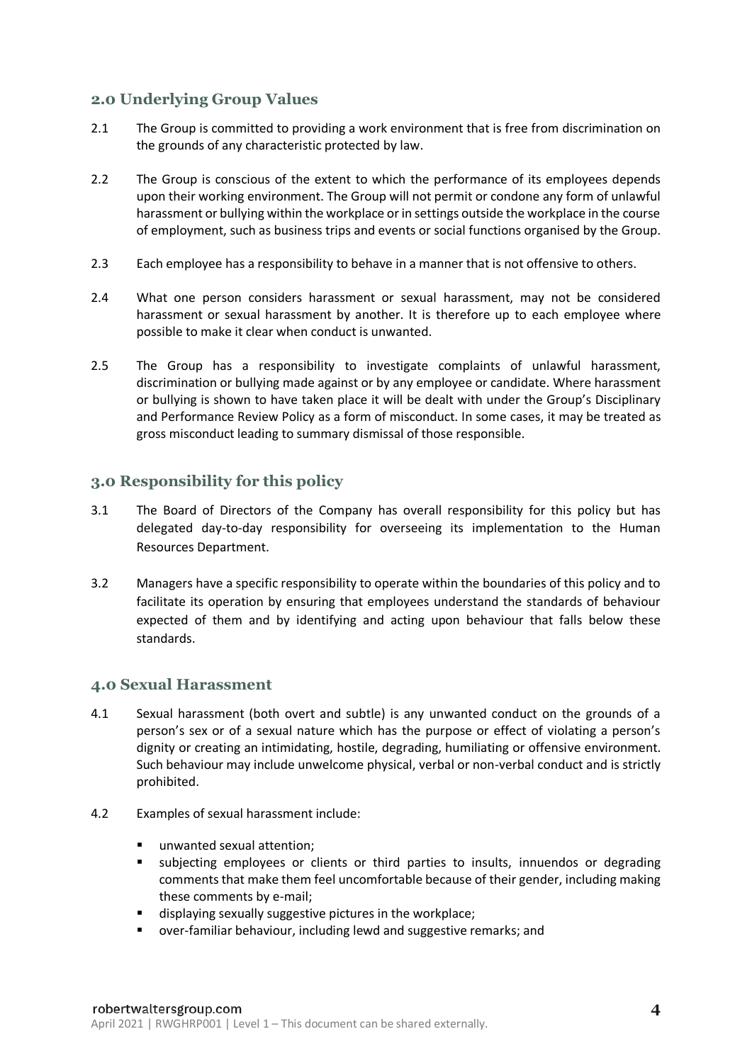## 2.0 Underlying Group Values

2.1 The Group is committed to providing a work environment that is free from discrimination on the grounds of any characteristic protected by law.

2.2 The Group is conscious of the extent to which the performance of its employees depends upon their working environment. The Group will not permit or condone any form of unlawful harassment or bullying within the workplace or in settings outside the workplace in the course of employment, such as business trips and events or social functions organised by the Group.

2.3 Each employee has a responsibility to behave in a manner that is not offensive to others.

2.4 What one person considers harassment or sexual harassment, may not be considered harassment or sexual harassment by another. It is therefore up to each employee where possible to make it clear when conduct is unwanted.

2.5 The Group has a responsibility to investigate complaints of unlawful harassment, discrimination or bullying made against or by any employee or candidate. Where harassment or bullying is shown to have taken place it will be dealt with under the Group's Disciplinary and Performance Review Policy as a form of misconduct. In some cases, it may be treated as gross misconduct leading to summary dismissal of those responsible.

## 3.0 Responsibility for this policy

3.1 The Board of Directors of the Company has overall responsibility for this policy but has delegated day-to-day responsibility for overseeing its implementation to the Human Resources Department.

3.2 Managers have a specific responsibility to operate within the boundaries of this policy and to facilitate its operation by ensuring that employees understand the standards of behaviour expected of them and by identifying and acting upon behaviour that falls below these standards.

## 4.0 Sexual Harassment

4.1 Sexual harassment (both overt and subtle) is any unwanted conduct on the grounds of a person's sex or of a sexual nature which has the purpose or effect of violating a person's dignity or creating an intimidating, hostile, degrading, humiliating or offensive environment. Such behaviour may include unwelcome physical, verbal or non-verbal conduct and is strictly prohibited.

4.2 Examples of sexual harassment include:

- unwanted sexual attention;
- subjecting employees or clients or third parties to insults, innuendos or degrading comments that make them feel uncomfortable because of their gender, including making these comments by e-mail;
- displaying sexually suggestive pictures in the workplace;
- over-familiar behaviour, including lewd and suggestive remarks; and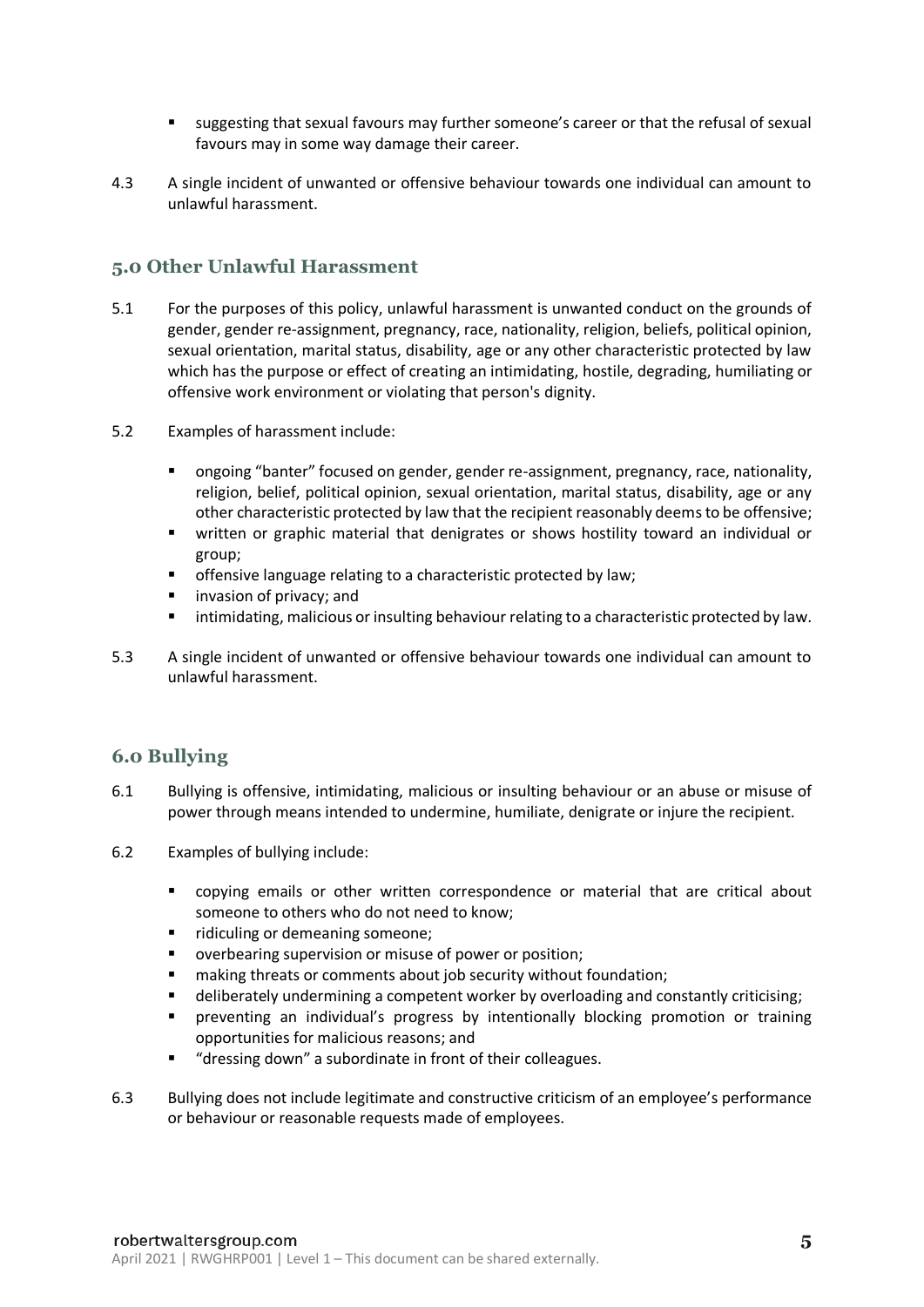- suggesting that sexual favours may further someone's career or that the refusal of sexual favours may in some way damage their career.

4.3 A single incident of unwanted or offensive behaviour towards one individual can amount to unlawful harassment.

## 5.0 Other Unlawful Harassment

5.1 For the purposes of this policy, unlawful harassment is unwanted conduct on the grounds of gender, gender re-assignment, pregnancy, race, nationality, religion, beliefs, political opinion, sexual orientation, marital status, disability, age or any other characteristic protected by law which has the purpose or effect of creating an intimidating, hostile, degrading, humiliating or offensive work environment or violating that person's dignity.

5.2 Examples of harassment include:

- ongoing "banter" focused on gender, gender re-assignment, pregnancy, race, nationality, religion, belief, political opinion, sexual orientation, marital status, disability, age or any other characteristic protected by law that the recipient reasonably deems to be offensive;
- written or graphic material that denigrates or shows hostility toward an individual or group;
- offensive language relating to a characteristic protected by law;
- invasion of privacy; and
- intimidating, malicious or insulting behaviour relating to a characteristic protected by law.

5.3 A single incident of unwanted or offensive behaviour towards one individual can amount to unlawful harassment.

## 6.0 Bullying

6.1 Bullying is offensive, intimidating, malicious or insulting behaviour or an abuse or misuse of power through means intended to undermine, humiliate, denigrate or injure the recipient.

6.2 Examples of bullying include:

- copying emails or other written correspondence or material that are critical about someone to others who do not need to know;
- ridiculing or demeaning someone;
- overbearing supervision or misuse of power or position;
- making threats or comments about job security without foundation;
- deliberately undermining a competent worker by overloading and constantly criticising;
- preventing an individual's progress by intentionally blocking promotion or training opportunities for malicious reasons; and
- "dressing down" a subordinate in front of their colleagues.

6.3 Bullying does not include legitimate and constructive criticism of an employee's performance or behaviour or reasonable requests made of employees.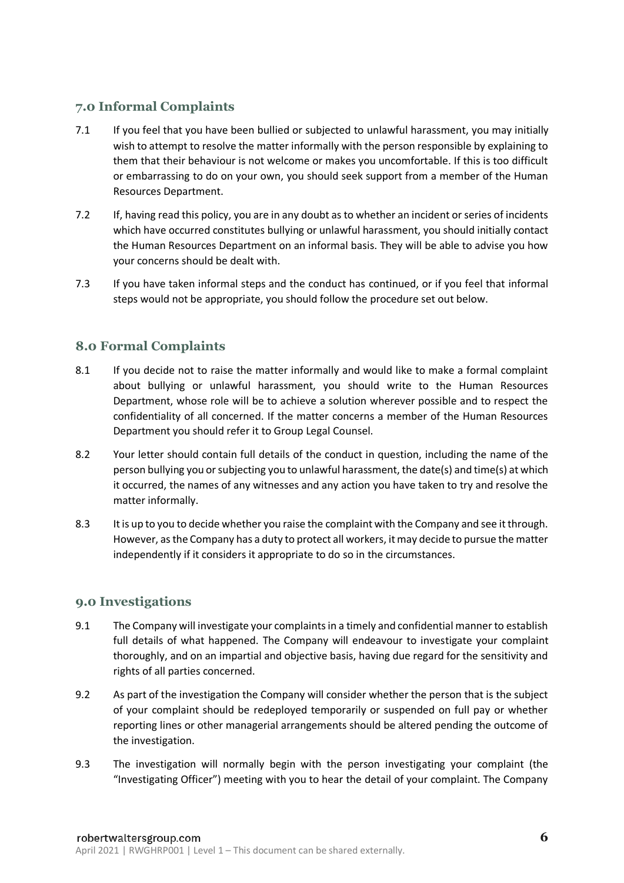## 7.0 Informal Complaints

7.1 If you feel that you have been bullied or subjected to unlawful harassment, you may initially wish to attempt to resolve the matter informally with the person responsible by explaining to them that their behaviour is not welcome or makes you uncomfortable. If this is too difficult or embarrassing to do on your own, you should seek support from a member of the Human Resources Department.

7.2 If, having read this policy, you are in any doubt as to whether an incident or series of incidents which have occurred constitutes bullying or unlawful harassment, you should initially contact the Human Resources Department on an informal basis. They will be able to advise you how your concerns should be dealt with.

7.3 If you have taken informal steps and the conduct has continued, or if you feel that informal steps would not be appropriate, you should follow the procedure set out below.

## 8.0 Formal Complaints

8.1 If you decide not to raise the matter informally and would like to make a formal complaint about bullying or unlawful harassment, you should write to the Human Resources Department, whose role will be to achieve a solution wherever possible and to respect the confidentiality of all concerned. If the matter concerns a member of the Human Resources Department you should refer it to Group Legal Counsel.

8.2 Your letter should contain full details of the conduct in question, including the name of the person bullying you or subjecting you to unlawful harassment, the date(s) and time(s) at which it occurred, the names of any witnesses and any action you have taken to try and resolve the matter informally.

8.3 It is up to you to decide whether you raise the complaint with the Company and see it through. However, as the Company has a duty to protect all workers, it may decide to pursue the matter independently if it considers it appropriate to do so in the circumstances.

## 9.0 Investigations

9.1 The Company will investigate your complaints in a timely and confidential manner to establish full details of what happened. The Company will endeavour to investigate your complaint thoroughly, and on an impartial and objective basis, having due regard for the sensitivity and rights of all parties concerned.

9.2 As part of the investigation the Company will consider whether the person that is the subject of your complaint should be redeployed temporarily or suspended on full pay or whether reporting lines or other managerial arrangements should be altered pending the outcome of the investigation.

9.3 The investigation will normally begin with the person investigating your complaint (the "Investigating Officer") meeting with you to hear the detail of your complaint. The Company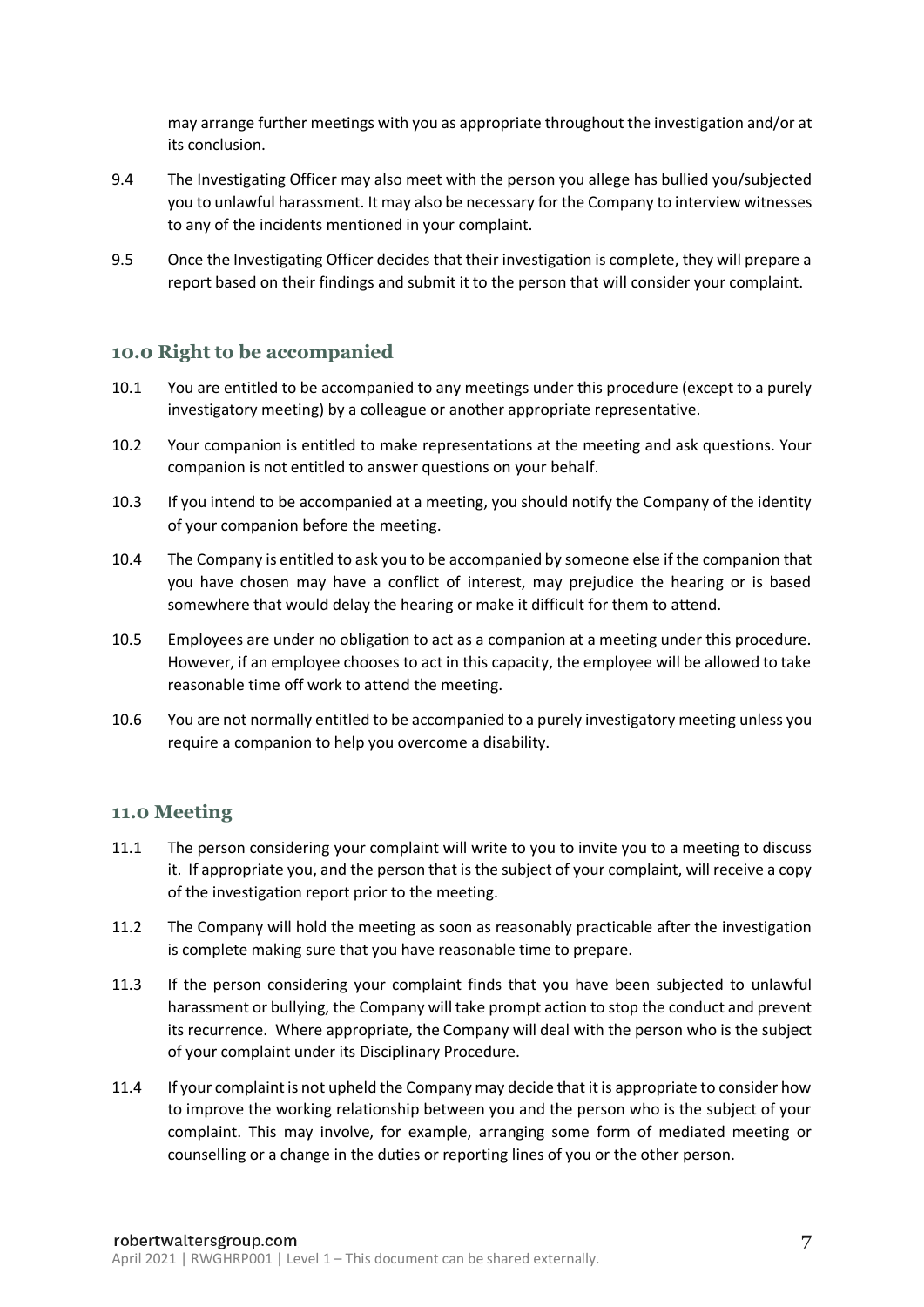may arrange further meetings with you as appropriate throughout the investigation and/or at its conclusion.

9.4 The Investigating Officer may also meet with the person you allege has bullied you/subjected you to unlawful harassment. It may also be necessary for the Company to interview witnesses to any of the incidents mentioned in your complaint.

9.5 Once the Investigating Officer decides that their investigation is complete, they will prepare a report based on their findings and submit it to the person that will consider your complaint.

## 10.0 Right to be accompanied

10.1 You are entitled to be accompanied to any meetings under this procedure (except to a purely investigatory meeting) by a colleague or another appropriate representative.

10.2 Your companion is entitled to make representations at the meeting and ask questions. Your companion is not entitled to answer questions on your behalf.

10.3 If you intend to be accompanied at a meeting, you should notify the Company of the identity of your companion before the meeting.

10.4 The Company is entitled to ask you to be accompanied by someone else if the companion that you have chosen may have a conflict of interest, may prejudice the hearing or is based somewhere that would delay the hearing or make it difficult for them to attend.

10.5 Employees are under no obligation to act as a companion at a meeting under this procedure. However, if an employee chooses to act in this capacity, the employee will be allowed to take reasonable time off work to attend the meeting.

10.6 You are not normally entitled to be accompanied to a purely investigatory meeting unless you require a companion to help you overcome a disability.

## 11.0 Meeting

11.1 The person considering your complaint will write to you to invite you to a meeting to discuss it. If appropriate you, and the person that is the subject of your complaint, will receive a copy of the investigation report prior to the meeting.

11.2 The Company will hold the meeting as soon as reasonably practicable after the investigation is complete making sure that you have reasonable time to prepare.

11.3 If the person considering your complaint finds that you have been subjected to unlawful harassment or bullying, the Company will take prompt action to stop the conduct and prevent its recurrence. Where appropriate, the Company will deal with the person who is the subject of your complaint under its Disciplinary Procedure.

11.4 If your complaint is not upheld the Company may decide that it is appropriate to consider how to improve the working relationship between you and the person who is the subject of your complaint. This may involve, for example, arranging some form of mediated meeting or counselling or a change in the duties or reporting lines of you or the other person.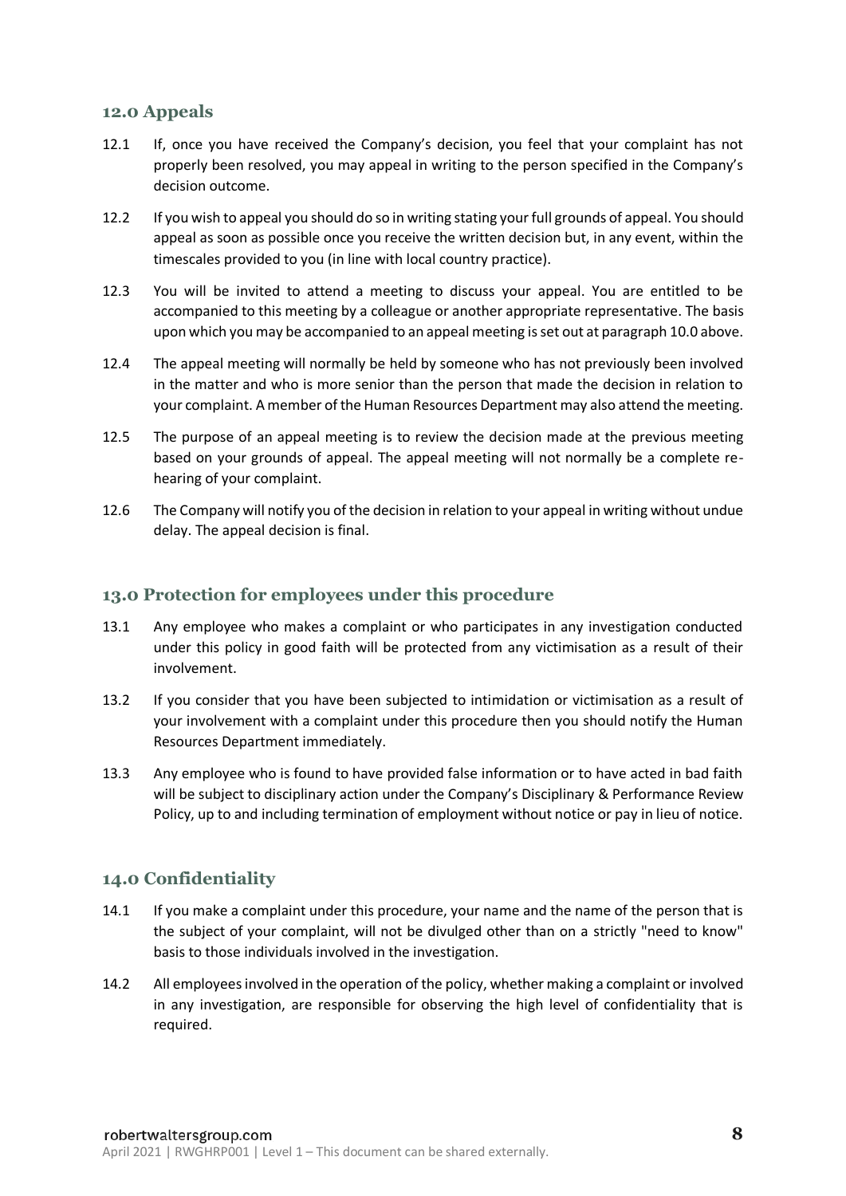## 12.0 Appeals

12.1 If, once you have received the Company's decision, you feel that your complaint has not properly been resolved, you may appeal in writing to the person specified in the Company's decision outcome.

12.2 If you wish to appeal you should do so in writing stating your full grounds of appeal. You should appeal as soon as possible once you receive the written decision but, in any event, within the timescales provided to you (in line with local country practice).

12.3 You will be invited to attend a meeting to discuss your appeal. You are entitled to be accompanied to this meeting by a colleague or another appropriate representative. The basis upon which you may be accompanied to an appeal meeting is set out at paragraph 10.0 above.

12.4 The appeal meeting will normally be held by someone who has not previously been involved in the matter and who is more senior than the person that made the decision in relation to your complaint. A member of the Human Resources Department may also attend the meeting.

12.5 The purpose of an appeal meeting is to review the decision made at the previous meeting based on your grounds of appeal. The appeal meeting will not normally be a complete re-hearing of your complaint.

12.6 The Company will notify you of the decision in relation to your appeal in writing without undue delay. The appeal decision is final.

## 13.0 Protection for employees under this procedure

13.1 Any employee who makes a complaint or who participates in any investigation conducted under this policy in good faith will be protected from any victimisation as a result of their involvement.

13.2 If you consider that you have been subjected to intimidation or victimisation as a result of your involvement with a complaint under this procedure then you should notify the Human Resources Department immediately.

13.3 Any employee who is found to have provided false information or to have acted in bad faith will be subject to disciplinary action under the Company's Disciplinary & Performance Review Policy, up to and including termination of employment without notice or pay in lieu of notice.

## 14.0 Confidentiality

14.1 If you make a complaint under this procedure, your name and the name of the person that is the subject of your complaint, will not be divulged other than on a strictly "need to know" basis to those individuals involved in the investigation.

14.2 All employees involved in the operation of the policy, whether making a complaint or involved in any investigation, are responsible for observing the high level of confidentiality that is required.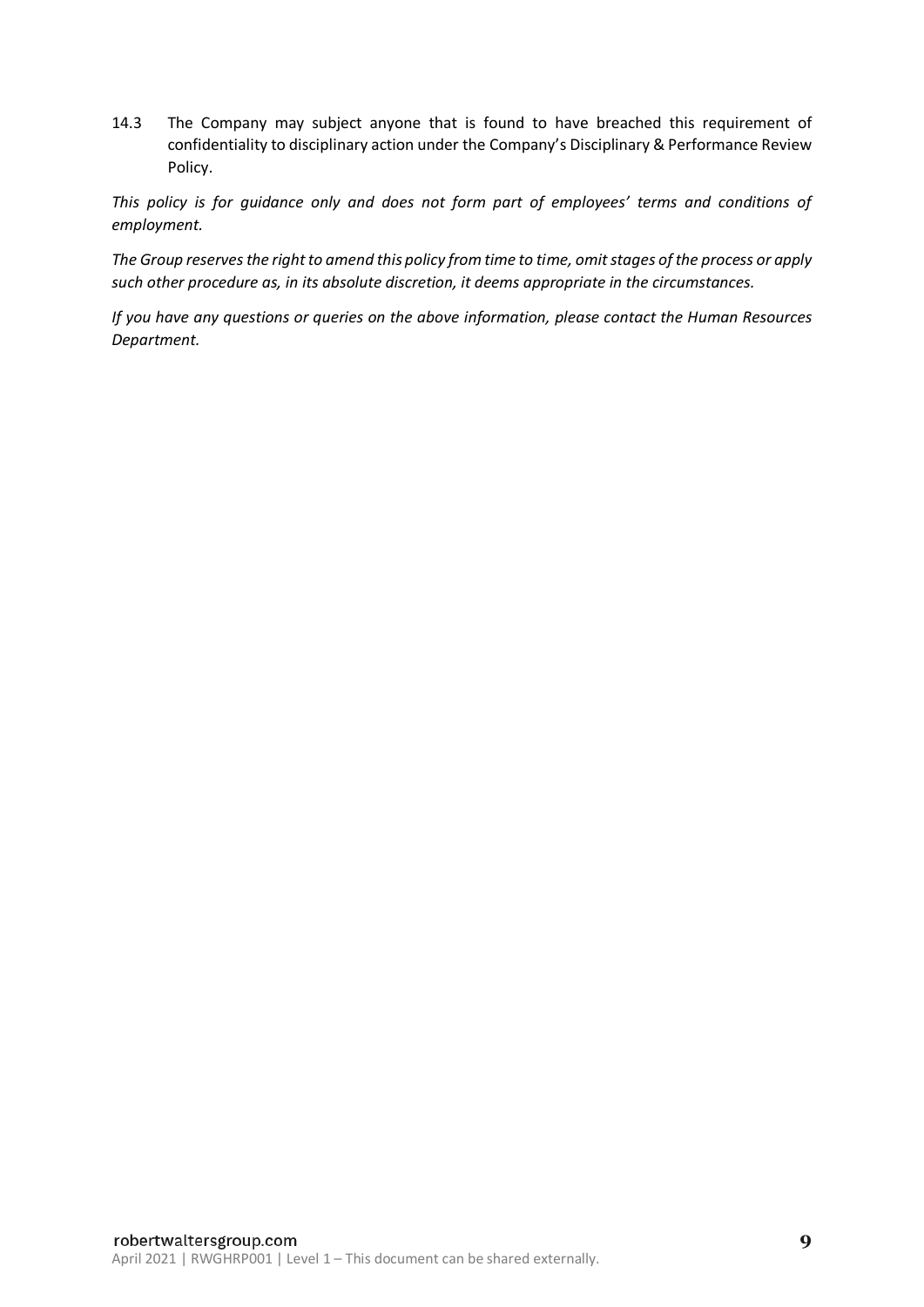14.3 The Company may subject anyone that is found to have breached this requirement of confidentiality to disciplinary action under the Company's Disciplinary & Performance Review Policy.

*This policy is for guidance only and does not form part of employees' terms and conditions of employment.*

*The Group reserves the right to amend this policy from time to time, omit stages of the process or apply such other procedure as, in its absolute discretion, it deems appropriate in the circumstances.*

*If you have any questions or queries on the above information, please contact the Human Resources Department.*